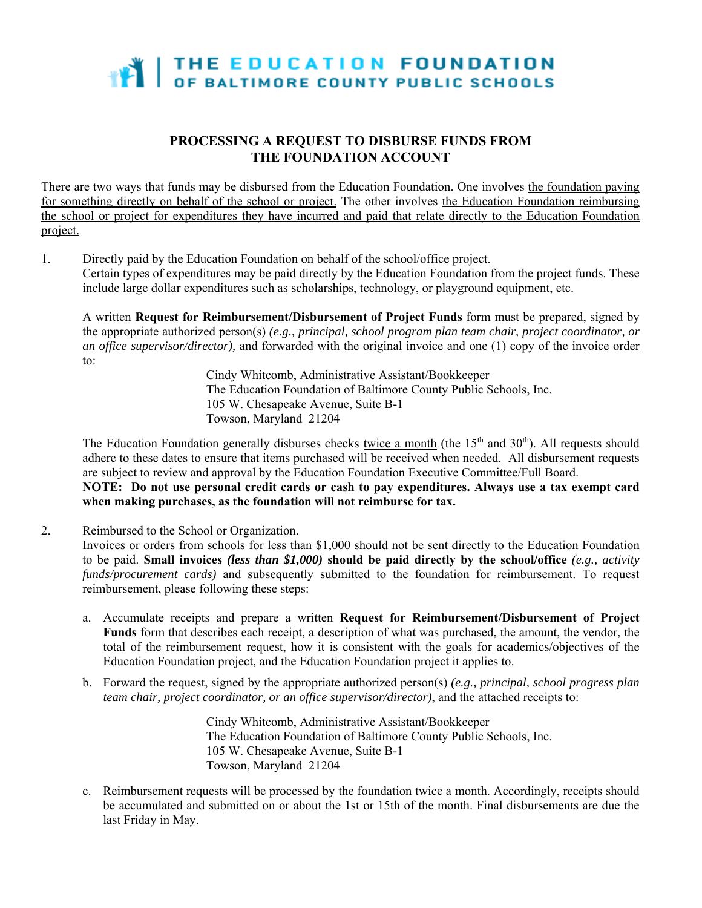# THE EDUCATION FOUNDATION OF BALTIMORE COUNTY PUBLIC SCHOOLS

## PROCESSING A REQUEST TO DISBURSE FUNDS FROM THE FOUNDATION ACCOUNT

There are two ways that funds may be disbursed from the Education Foundation. One involves the foundation paying for something directly on behalf of the school or project. The other involves the Education Foundation reimbursing the school or project for expenditures they have incurred and paid that relate directly to the Education Foundation project.

1. Directly paid by the Education Foundation on behalf of the school/office project.
   Certain types of expenditures may be paid directly by the Education Foundation from the project funds. These include large dollar expenditures such as scholarships, technology, or playground equipment, etc.

   A written **Request for Reimbursement/Disbursement of Project Funds** form must be prepared, signed by the appropriate authorized person(s) *(e.g., principal, school program plan team chair, project coordinator, or an office supervisor/director),* and forwarded with the original invoice and one (1) copy of the invoice order to:

   Cindy Whitcomb, Administrative Assistant/Bookkeeper
   The Education Foundation of Baltimore County Public Schools, Inc.
   105 W. Chesapeake Avenue, Suite B-1
   Towson, Maryland 21204

   The Education Foundation generally disburses checks twice a month (the 15th and 30th). All requests should adhere to these dates to ensure that items purchased will be received when needed. All disbursement requests are subject to review and approval by the Education Foundation Executive Committee/Full Board.
   **NOTE: Do not use personal credit cards or cash to pay expenditures. Always use a tax exempt card when making purchases, as the foundation will not reimburse for tax.**

2. Reimbursed to the School or Organization.
   Invoices or orders from schools for less than $1,000 should not be sent directly to the Education Foundation to be paid. **Small invoices *(less than $1,000)* should be paid directly by the school/office** *(e.g., activity funds/procurement cards)* and subsequently submitted to the foundation for reimbursement. To request reimbursement, please following these steps:

   a. Accumulate receipts and prepare a written **Request for Reimbursement/Disbursement of Project Funds** form that describes each receipt, a description of what was purchased, the amount, the vendor, the total of the reimbursement request, how it is consistent with the goals for academics/objectives of the Education Foundation project, and the Education Foundation project it applies to.

   b. Forward the request, signed by the appropriate authorized person(s) *(e.g., principal, school progress plan team chair, project coordinator, or an office supervisor/director)*, and the attached receipts to:

      Cindy Whitcomb, Administrative Assistant/Bookkeeper
      The Education Foundation of Baltimore County Public Schools, Inc.
      105 W. Chesapeake Avenue, Suite B-1
      Towson, Maryland 21204

   c. Reimbursement requests will be processed by the foundation twice a month. Accordingly, receipts should be accumulated and submitted on or about the 1st or 15th of the month. Final disbursements are due the last Friday in May.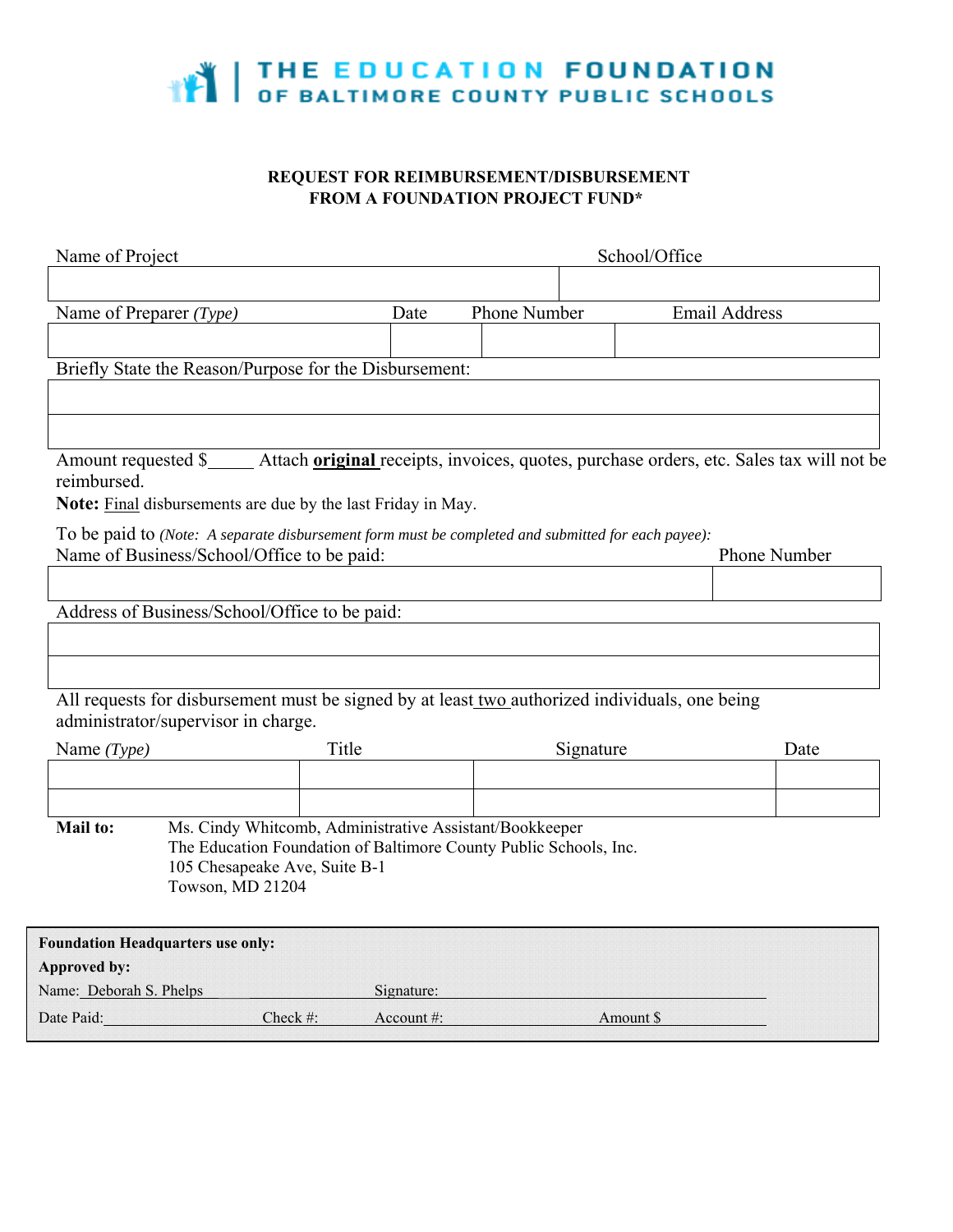THE EDUCATION FOUNDATION
OF BALTIMORE COUNTY PUBLIC SCHOOLS

**REQUEST FOR REIMBURSEMENT/DISBURSEMENT**
**FROM A FOUNDATION PROJECT FUND***

| Name of Project | School/Office |
|---|---|
| | |

| Name of Preparer *(Type)* | Date | Phone Number | Email Address |
|---|---|---|---|
| | | | |

Briefly State the Reason/Purpose for the Disbursement:

| |
|---|
| |
| |

Amount requested $_____ Attach **original** receipts, invoices, quotes, purchase orders, etc. Sales tax will not be reimbursed.

**Note:** Final disbursements are due by the last Friday in May.

To be paid to *(Note: A separate disbursement form must be completed and submitted for each payee):*

| Name of Business/School/Office to be paid: | Phone Number |
|---|---|
| | |

Address of Business/School/Office to be paid:

| |
|---|
| |
| |

All requests for disbursement must be signed by at least two authorized individuals, one being administrator/supervisor in charge.

| Name *(Type)* | Title | Signature | Date |
|---|---|---|---|
| | | | |
| | | | |

**Mail to:** Ms. Cindy Whitcomb, Administrative Assistant/Bookkeeper
The Education Foundation of Baltimore County Public Schools, Inc.
105 Chesapeake Ave, Suite B-1
Towson, MD 21204

**Foundation Headquarters use only:**

**Approved by:**

Name: Deborah S. Phelps Signature: ____________________

Date Paid: ____________ Check #: Account #: Amount $ ____________